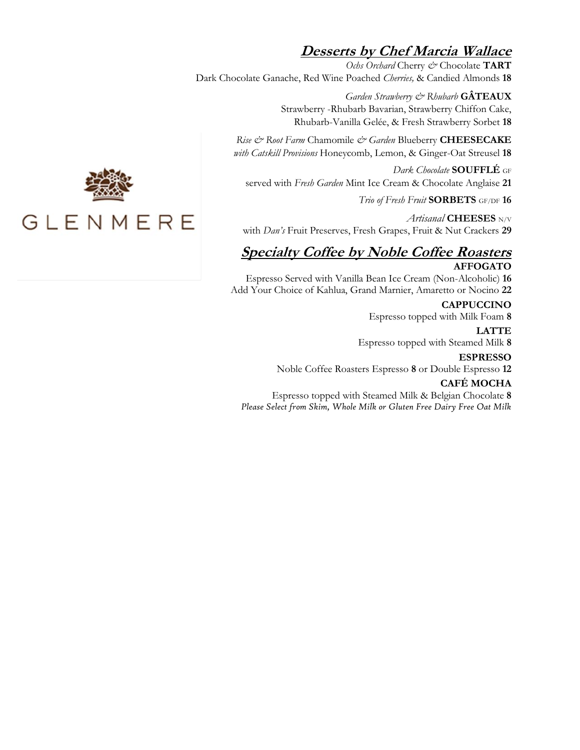GLENMERE

## Desserts by Chef Marcia Wallace

*Ochs Orchard* Cherry *&* Chocolate **TART**
Dark Chocolate Ganache, Red Wine Poached *Cherries,* & Candied Almonds **18**

*Garden Strawberry & Rhubarb* **GÂTEAUX**
Strawberry -Rhubarb Bavarian, Strawberry Chiffon Cake,
Rhubarb-Vanilla Gelée, & Fresh Strawberry Sorbet **18**

*Rise & Root Farm* Chamomile *& Garden* Blueberry **CHEESECAKE**
*with Catskill Provisions* Honeycomb, Lemon, & Ginger-Oat Streusel **18**

*Dark Chocolate* **SOUFFLÉ** GF
served with *Fresh Garden* Mint Ice Cream & Chocolate Anglaise **21**

*Trio of Fresh Fruit* **SORBETS** GF/DF **16**

*Artisanal* **CHEESES** N/V
with *Dan's* Fruit Preserves, Fresh Grapes, Fruit & Nut Crackers **29**

## Specialty Coffee by Noble Coffee Roasters

**AFFOGATO**
Espresso Served with Vanilla Bean Ice Cream (Non-Alcoholic) **16**
Add Your Choice of Kahlua, Grand Marnier, Amaretto or Nocino **22**

**CAPPUCCINO**
Espresso topped with Milk Foam **8**

**LATTE**
Espresso topped with Steamed Milk **8**

**ESPRESSO**
Noble Coffee Roasters Espresso **8** or Double Espresso **12**

**CAFÉ MOCHA**
Espresso topped with Steamed Milk & Belgian Chocolate **8**

*Please Select from Skim, Whole Milk or Gluten Free Dairy Free Oat Milk*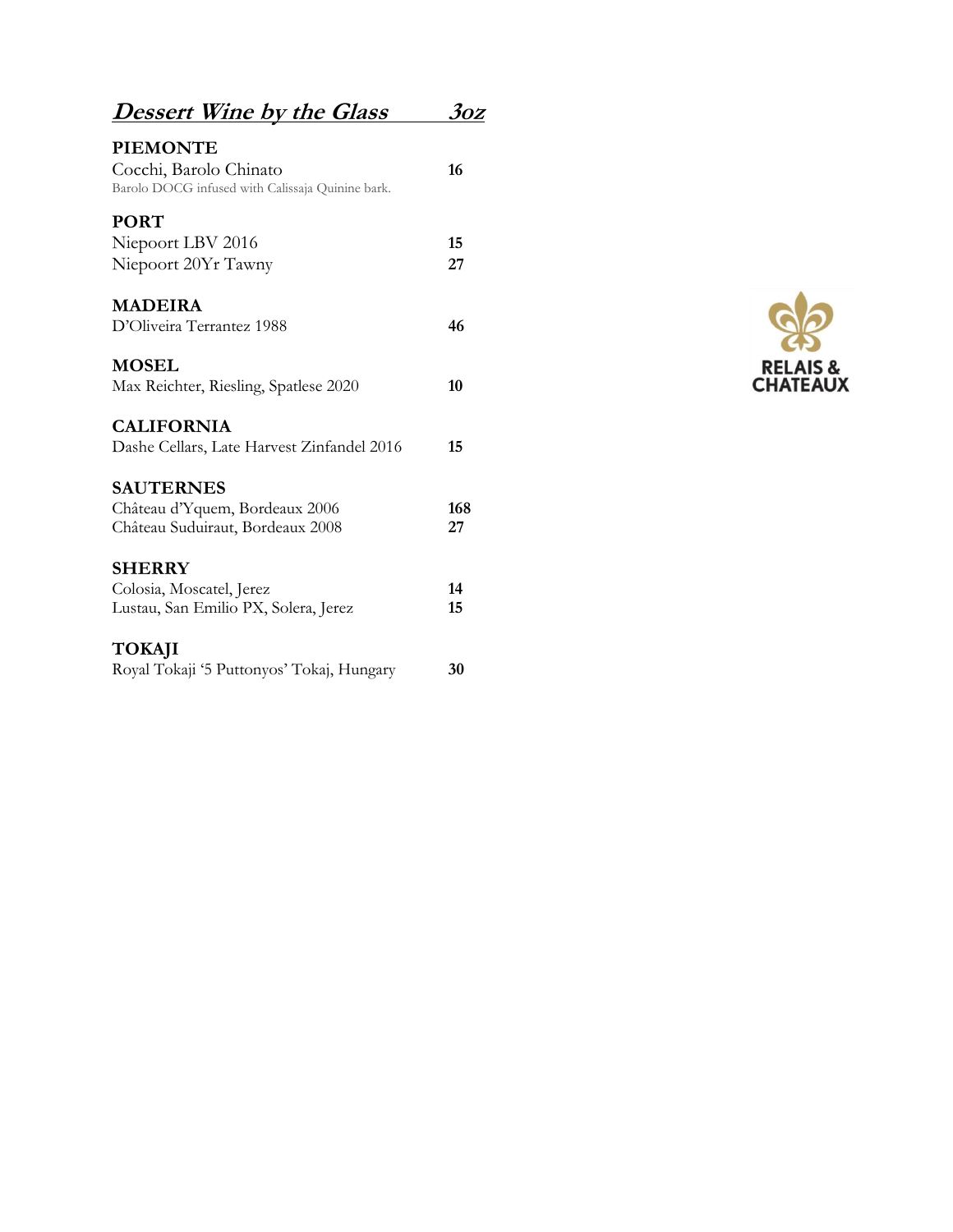# ***Dessert Wine by the Glass*** ***3oz***

**PIEMONTE**
Cocchi, Barolo Chinato **16**
Barolo DOCG infused with Calissaja Quinine bark.

**PORT**
Niepoort LBV 2016 **15**
Niepoort 20Yr Tawny **27**

**MADEIRA**
D'Oliveira Terrantez 1988 **46**

**MOSEL**
Max Reichter, Riesling, Spatlese 2020 **10**

**CALIFORNIA**
Dashe Cellars, Late Harvest Zinfandel 2016 **15**

**SAUTERNES**
Château d'Yquem, Bordeaux 2006 **168**
Château Suduiraut, Bordeaux 2008 **27**

**SHERRY**
Colosia, Moscatel, Jerez **14**
Lustau, San Emilio PX, Solera, Jerez **15**

**TOKAJI**
Royal Tokaji '5 Puttonyos' Tokaj, Hungary **30**

RELAIS & CHATEAUX